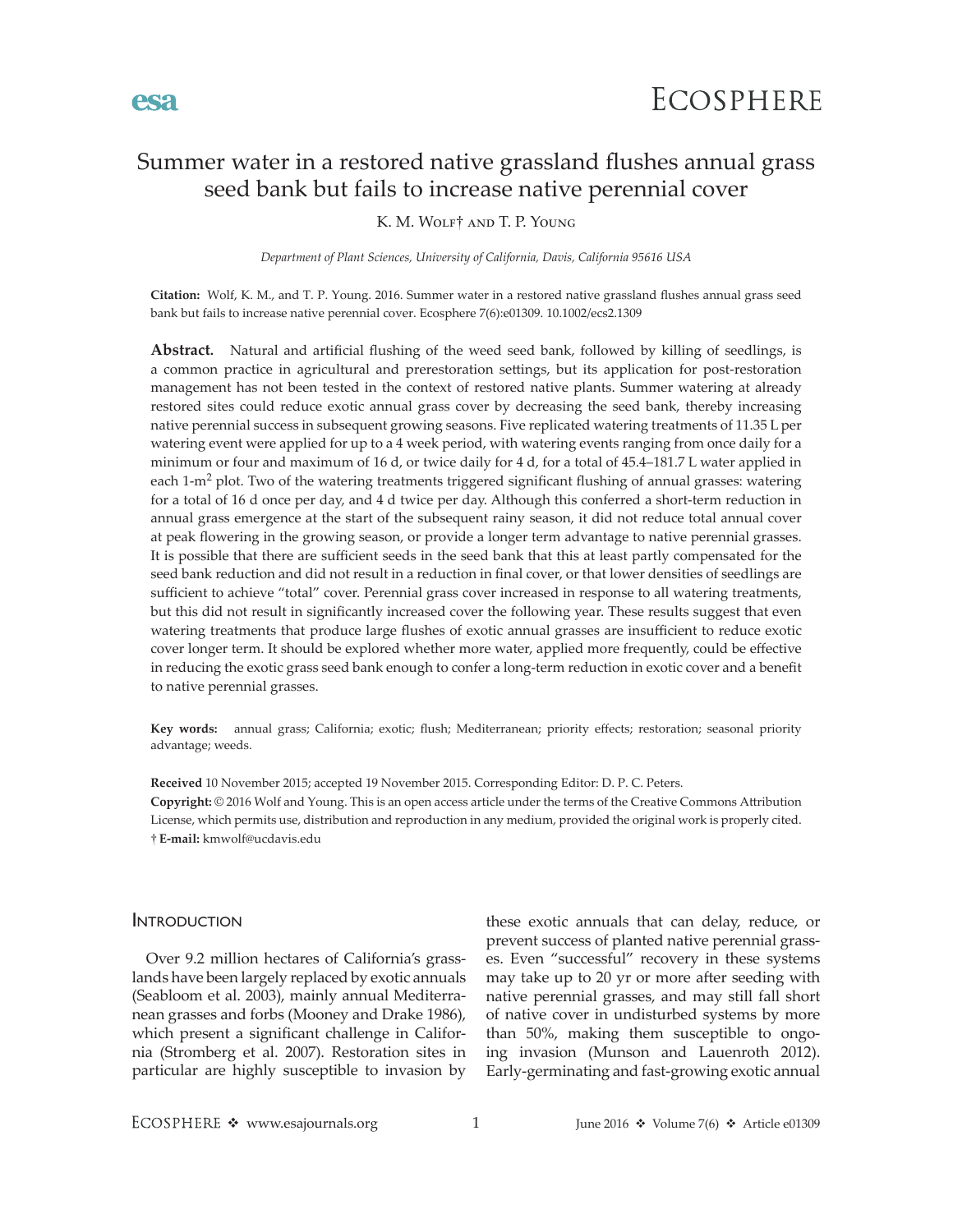# Summer water in a restored native grassland flushes annual grass seed bank but fails to increase native perennial cover

K. M. Wolf† and T. P. Young

*Department of Plant Sciences, University of California, Davis, California 95616 USA*

**Citation:** Wolf, K. M., and T. P. Young. 2016. Summer water in a restored native grassland flushes annual grass seed bank but fails to increase native perennial cover. Ecosphere 7(6):e01309. 10.1002/ecs2.1309

**Abstract.** Natural and artificial flushing of the weed seed bank, followed by killing of seedlings, is a common practice in agricultural and prerestoration settings, but its application for post-restoration management has not been tested in the context of restored native plants. Summer watering at already restored sites could reduce exotic annual grass cover by decreasing the seed bank, thereby increasing native perennial success in subsequent growing seasons. Five replicated watering treatments of 11.35 L per watering event were applied for up to a 4 week period, with watering events ranging from once daily for a minimum or four and maximum of 16 d, or twice daily for 4 d, for a total of 45.4–181.7 L water applied in each 1-m$^2$ plot. Two of the watering treatments triggered significant flushing of annual grasses: watering for a total of 16 d once per day, and 4 d twice per day. Although this conferred a short-term reduction in annual grass emergence at the start of the subsequent rainy season, it did not reduce total annual cover at peak flowering in the growing season, or provide a longer term advantage to native perennial grasses. It is possible that there are sufficient seeds in the seed bank that this at least partly compensated for the seed bank reduction and did not result in a reduction in final cover, or that lower densities of seedlings are sufficient to achieve "total" cover. Perennial grass cover increased in response to all watering treatments, but this did not result in significantly increased cover the following year. These results suggest that even watering treatments that produce large flushes of exotic annual grasses are insufficient to reduce exotic cover longer term. It should be explored whether more water, applied more frequently, could be effective in reducing the exotic grass seed bank enough to confer a long-term reduction in exotic cover and a benefit to native perennial grasses.

**Key words:** annual grass; California; exotic; flush; Mediterranean; priority effects; restoration; seasonal priority advantage; weeds.

**Received** 10 November 2015; accepted 19 November 2015. Corresponding Editor: D. P. C. Peters.

**Copyright:** © 2016 Wolf and Young. This is an open access article under the terms of the Creative Commons Attribution License, which permits use, distribution and reproduction in any medium, provided the original work is properly cited.

† **E-mail:** kmwolf@ucdavis.edu

## Introduction

Over 9.2 million hectares of California's grasslands have been largely replaced by exotic annuals (Seabloom et al. 2003), mainly annual Mediterranean grasses and forbs (Mooney and Drake 1986), which present a significant challenge in California (Stromberg et al. 2007). Restoration sites in particular are highly susceptible to invasion by these exotic annuals that can delay, reduce, or prevent success of planted native perennial grasses. Even "successful" recovery in these systems may take up to 20 yr or more after seeding with native perennial grasses, and may still fall short of native cover in undisturbed systems by more than 50%, making them susceptible to ongoing invasion (Munson and Lauenroth 2012). Early-germinating and fast-growing exotic annual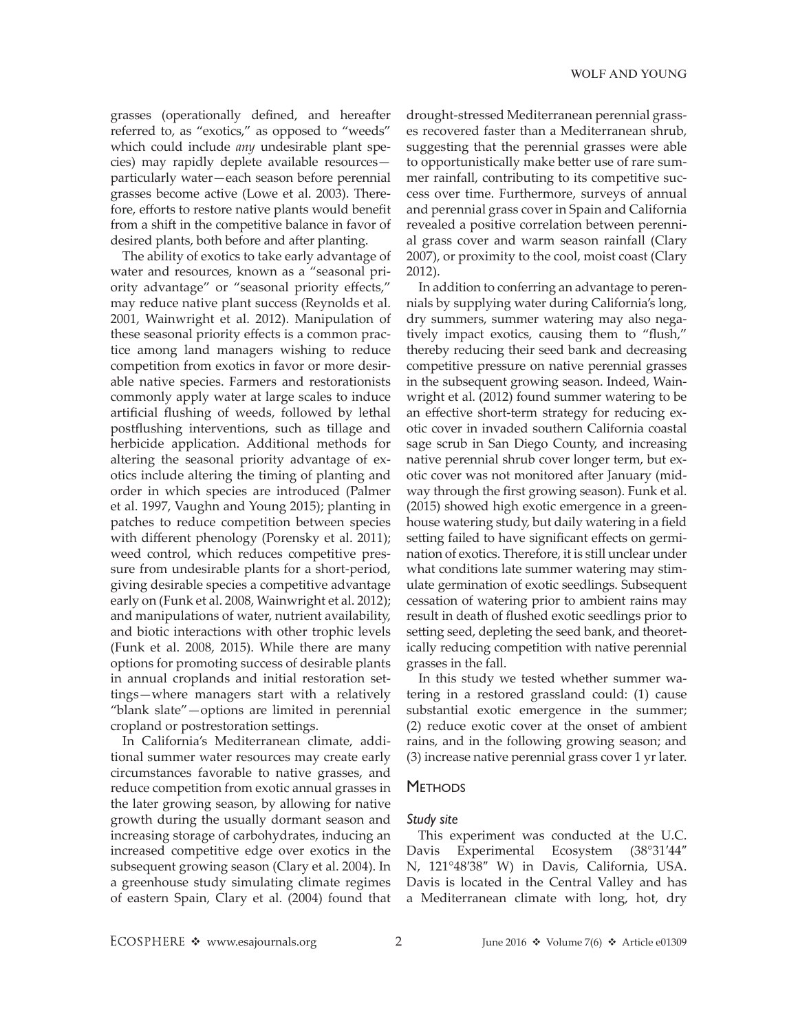grasses (operationally defined, and hereafter referred to, as "exotics," as opposed to "weeds" which could include *any* undesirable plant species) may rapidly deplete available resources—particularly water—each season before perennial grasses become active (Lowe et al. 2003). Therefore, efforts to restore native plants would benefit from a shift in the competitive balance in favor of desired plants, both before and after planting.

The ability of exotics to take early advantage of water and resources, known as a "seasonal priority advantage" or "seasonal priority effects," may reduce native plant success (Reynolds et al. 2001, Wainwright et al. 2012). Manipulation of these seasonal priority effects is a common practice among land managers wishing to reduce competition from exotics in favor or more desirable native species. Farmers and restorationists commonly apply water at large scales to induce artificial flushing of weeds, followed by lethal postflushing interventions, such as tillage and herbicide application. Additional methods for altering the seasonal priority advantage of exotics include altering the timing of planting and order in which species are introduced (Palmer et al. 1997, Vaughn and Young 2015); planting in patches to reduce competition between species with different phenology (Porensky et al. 2011); weed control, which reduces competitive pressure from undesirable plants for a short-period, giving desirable species a competitive advantage early on (Funk et al. 2008, Wainwright et al. 2012); and manipulations of water, nutrient availability, and biotic interactions with other trophic levels (Funk et al. 2008, 2015). While there are many options for promoting success of desirable plants in annual croplands and initial restoration settings—where managers start with a relatively "blank slate"—options are limited in perennial cropland or postrestoration settings.

In California's Mediterranean climate, additional summer water resources may create early circumstances favorable to native grasses, and reduce competition from exotic annual grasses in the later growing season, by allowing for native growth during the usually dormant season and increasing storage of carbohydrates, inducing an increased competitive edge over exotics in the subsequent growing season (Clary et al. 2004). In a greenhouse study simulating climate regimes of eastern Spain, Clary et al. (2004) found that drought-stressed Mediterranean perennial grasses recovered faster than a Mediterranean shrub, suggesting that the perennial grasses were able to opportunistically make better use of rare summer rainfall, contributing to its competitive success over time. Furthermore, surveys of annual and perennial grass cover in Spain and California revealed a positive correlation between perennial grass cover and warm season rainfall (Clary 2007), or proximity to the cool, moist coast (Clary 2012).

In addition to conferring an advantage to perennials by supplying water during California's long, dry summers, summer watering may also negatively impact exotics, causing them to "flush," thereby reducing their seed bank and decreasing competitive pressure on native perennial grasses in the subsequent growing season. Indeed, Wainwright et al. (2012) found summer watering to be an effective short-term strategy for reducing exotic cover in invaded southern California coastal sage scrub in San Diego County, and increasing native perennial shrub cover longer term, but exotic cover was not monitored after January (midway through the first growing season). Funk et al. (2015) showed high exotic emergence in a greenhouse watering study, but daily watering in a field setting failed to have significant effects on germination of exotics. Therefore, it is still unclear under what conditions late summer watering may stimulate germination of exotic seedlings. Subsequent cessation of watering prior to ambient rains may result in death of flushed exotic seedlings prior to setting seed, depleting the seed bank, and theoretically reducing competition with native perennial grasses in the fall.

In this study we tested whether summer watering in a restored grassland could: (1) cause substantial exotic emergence in the summer; (2) reduce exotic cover at the onset of ambient rains, and in the following growing season; and (3) increase native perennial grass cover 1 yr later.

## Methods

### *Study site*

This experiment was conducted at the U.C. Davis Experimental Ecosystem (38°31′44″ N, 121°48′38″ W) in Davis, California, USA. Davis is located in the Central Valley and has a Mediterranean climate with long, hot, dry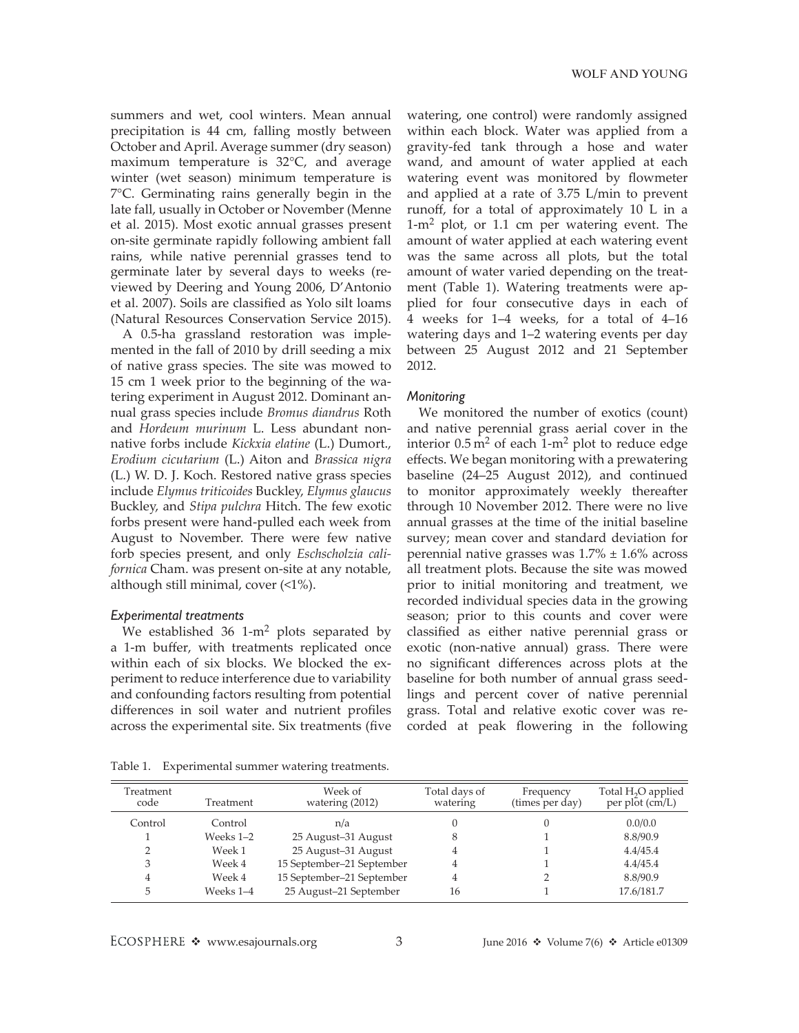summers and wet, cool winters. Mean annual precipitation is 44 cm, falling mostly between October and April. Average summer (dry season) maximum temperature is 32°C, and average winter (wet season) minimum temperature is 7°C. Germinating rains generally begin in the late fall, usually in October or November (Menne et al. 2015). Most exotic annual grasses present on-site germinate rapidly following ambient fall rains, while native perennial grasses tend to germinate later by several days to weeks (reviewed by Deering and Young 2006, D'Antonio et al. 2007). Soils are classified as Yolo silt loams (Natural Resources Conservation Service 2015).

A 0.5-ha grassland restoration was implemented in the fall of 2010 by drill seeding a mix of native grass species. The site was mowed to 15 cm 1 week prior to the beginning of the watering experiment in August 2012. Dominant annual grass species include *Bromus diandrus* Roth and *Hordeum murinum* L. Less abundant nonnative forbs include *Kickxia elatine* (L.) Dumort., *Erodium cicutarium* (L.) Aiton and *Brassica nigra* (L.) W. D. J. Koch. Restored native grass species include *Elymus triticoides* Buckley, *Elymus glaucus* Buckley, and *Stipa pulchra* Hitch. The few exotic forbs present were hand-pulled each week from August to November. There were few native forb species present, and only *Eschscholzia californica* Cham. was present on-site at any notable, although still minimal, cover (<1%).

### Experimental treatments

We established 36 1-m$^2$ plots separated by a 1-m buffer, with treatments replicated once within each of six blocks. We blocked the experiment to reduce interference due to variability and confounding factors resulting from potential differences in soil water and nutrient profiles across the experimental site. Six treatments (five watering, one control) were randomly assigned within each block. Water was applied from a gravity-fed tank through a hose and water wand, and amount of water applied at each watering event was monitored by flowmeter and applied at a rate of 3.75 L/min to prevent runoff, for a total of approximately 10 L in a 1-m$^2$ plot, or 1.1 cm per watering event. The amount of water applied at each watering event was the same across all plots, but the total amount of water varied depending on the treatment (Table 1). Watering treatments were applied for four consecutive days in each of 4 weeks for 1–4 weeks, for a total of 4–16 watering days and 1–2 watering events per day between 25 August 2012 and 21 September 2012.

### Monitoring

We monitored the number of exotics (count) and native perennial grass aerial cover in the interior 0.5 m$^2$ of each 1-m$^2$ plot to reduce edge effects. We began monitoring with a prewatering baseline (24–25 August 2012), and continued to monitor approximately weekly thereafter through 10 November 2012. There were no live annual grasses at the time of the initial baseline survey; mean cover and standard deviation for perennial native grasses was 1.7% ± 1.6% across all treatment plots. Because the site was mowed prior to initial monitoring and treatment, we recorded individual species data in the growing season; prior to this counts and cover were classified as either native perennial grass or exotic (non-native annual) grass. There were no significant differences across plots at the baseline for both number of annual grass seedlings and percent cover of native perennial grass. Total and relative exotic cover was recorded at peak flowering in the following

Table 1. Experimental summer watering treatments.

| Treatment code | Treatment | Week of watering (2012) | Total days of watering | Frequency (times per day) | Total $H_2O$ applied per plot (cm/L) |
|---|---|---|---|---|---|
| Control | Control | n/a | 0 | 0 | 0.0/0.0 |
| 1 | Weeks 1–2 | 25 August–31 August | 8 | 1 | 8.8/90.9 |
| 2 | Week 1 | 25 August–31 August | 4 | 1 | 4.4/45.4 |
| 3 | Week 4 | 15 September–21 September | 4 | 1 | 4.4/45.4 |
| 4 | Week 4 | 15 September–21 September | 4 | 2 | 8.8/90.9 |
| 5 | Weeks 1–4 | 25 August–21 September | 16 | 1 | 17.6/181.7 |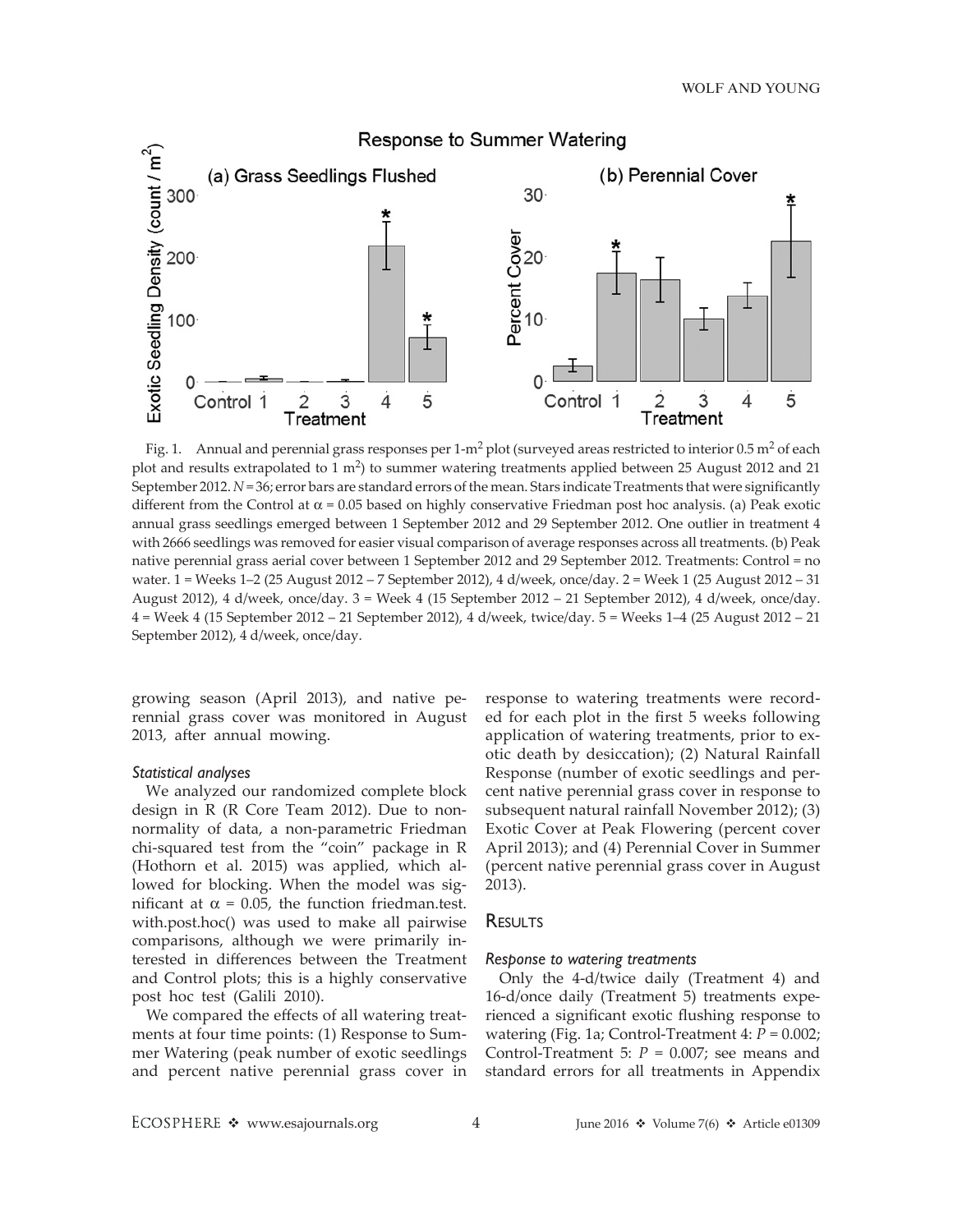Fig. 1. Annual and perennial grass responses per 1-m$^2$ plot (surveyed areas restricted to interior 0.5 m$^2$ of each plot and results extrapolated to 1 m$^2$) to summer watering treatments applied between 25 August 2012 and 21 September 2012. $N = 36$; error bars are standard errors of the mean. Stars indicate Treatments that were significantly different from the Control at $\alpha = 0.05$ based on highly conservative Friedman post hoc analysis. (a) Peak exotic annual grass seedlings emerged between 1 September 2012 and 29 September 2012. One outlier in treatment 4 with 2666 seedlings was removed for easier visual comparison of average responses across all treatments. (b) Peak native perennial grass aerial cover between 1 September 2012 and 29 September 2012. Treatments: Control = no water. 1 = Weeks 1–2 (25 August 2012 – 7 September 2012), 4 d/week, once/day. 2 = Week 1 (25 August 2012 – 31 August 2012), 4 d/week, once/day. 3 = Week 4 (15 September 2012 – 21 September 2012), 4 d/week, once/day. 4 = Week 4 (15 September 2012 – 21 September 2012), 4 d/week, twice/day. 5 = Weeks 1–4 (25 August 2012 – 21 September 2012), 4 d/week, once/day.

growing season (April 2013), and native perennial grass cover was monitored in August 2013, after annual mowing.

### *Statistical analyses*

We analyzed our randomized complete block design in R (R Core Team 2012). Due to nonnormality of data, a non-parametric Friedman chi-squared test from the "coin" package in R (Hothorn et al. 2015) was applied, which allowed for blocking. When the model was significant at $\alpha = 0.05$, the function friedman.test.with.post.hoc() was used to make all pairwise comparisons, although we were primarily interested in differences between the Treatment and Control plots; this is a highly conservative post hoc test (Galili 2010).

We compared the effects of all watering treatments at four time points: (1) Response to Summer Watering (peak number of exotic seedlings and percent native perennial grass cover in response to watering treatments were recorded for each plot in the first 5 weeks following application of watering treatments, prior to exotic death by desiccation); (2) Natural Rainfall Response (number of exotic seedlings and percent native perennial grass cover in response to subsequent natural rainfall November 2012); (3) Exotic Cover at Peak Flowering (percent cover April 2013); and (4) Perennial Cover in Summer (percent native perennial grass cover in August 2013).

## Results

### *Response to watering treatments*

Only the 4-d/twice daily (Treatment 4) and 16-d/once daily (Treatment 5) treatments experienced a significant exotic flushing response to watering (Fig. 1a; Control-Treatment 4: $P = 0.002$; Control-Treatment 5: $P = 0.007$; see means and standard errors for all treatments in Appendix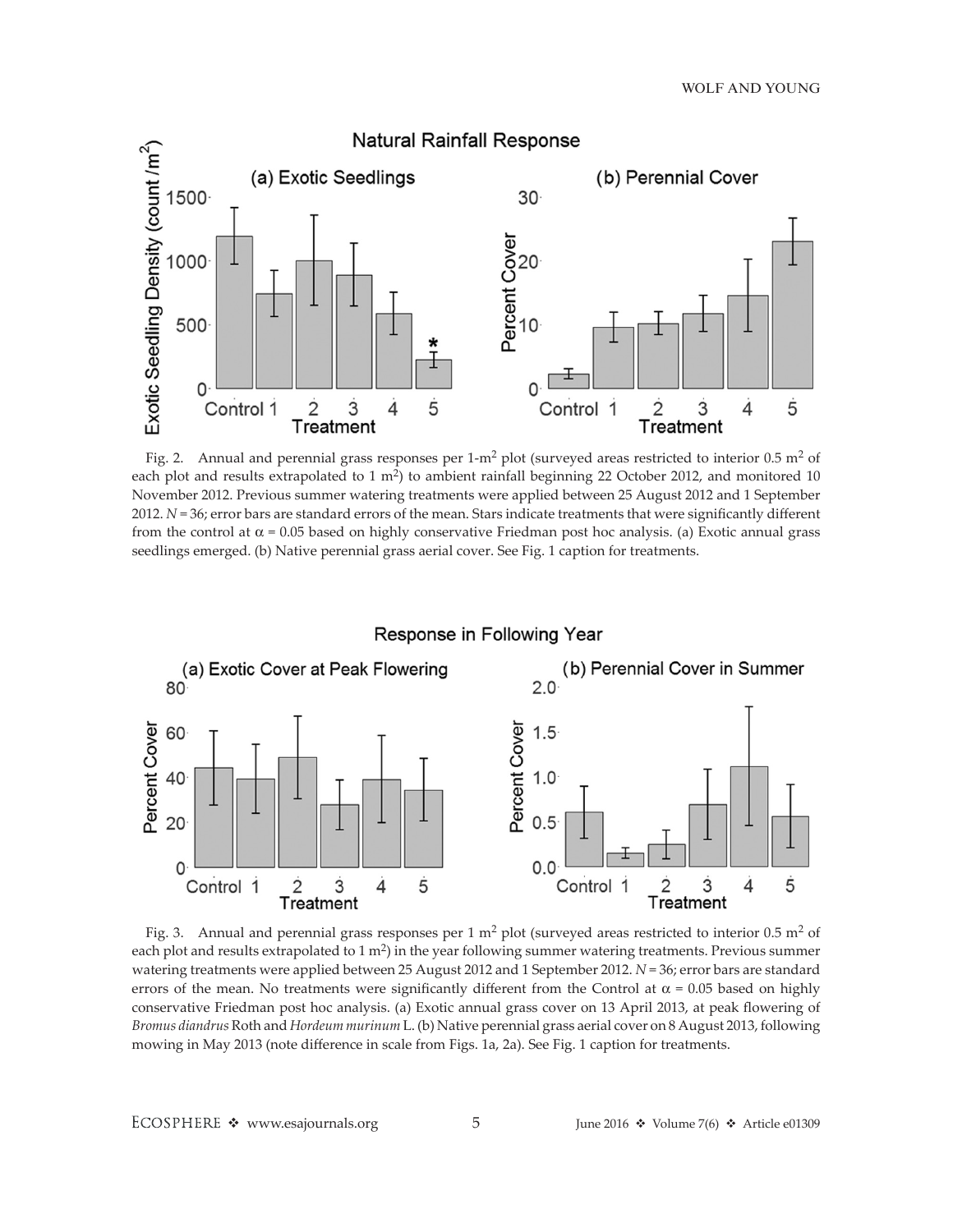Fig. 2. Annual and perennial grass responses per 1-m$^2$ plot (surveyed areas restricted to interior 0.5 m$^2$ of each plot and results extrapolated to 1 m$^2$) to ambient rainfall beginning 22 October 2012, and monitored 10 November 2012. Previous summer watering treatments were applied between 25 August 2012 and 1 September 2012. $N = 36$; error bars are standard errors of the mean. Stars indicate treatments that were significantly different from the control at $\alpha = 0.05$ based on highly conservative Friedman post hoc analysis. (a) Exotic annual grass seedlings emerged. (b) Native perennial grass aerial cover. See Fig. 1 caption for treatments.

Fig. 3. Annual and perennial grass responses per 1 m$^2$ plot (surveyed areas restricted to interior 0.5 m$^2$ of each plot and results extrapolated to 1 m$^2$) in the year following summer watering treatments. Previous summer watering treatments were applied between 25 August 2012 and 1 September 2012. $N = 36$; error bars are standard errors of the mean. No treatments were significantly different from the Control at $\alpha = 0.05$ based on highly conservative Friedman post hoc analysis. (a) Exotic annual grass cover on 13 April 2013, at peak flowering of *Bromus diandrus* Roth and *Hordeum murinum* L. (b) Native perennial grass aerial cover on 8 August 2013, following mowing in May 2013 (note difference in scale from Figs. 1a, 2a). See Fig. 1 caption for treatments.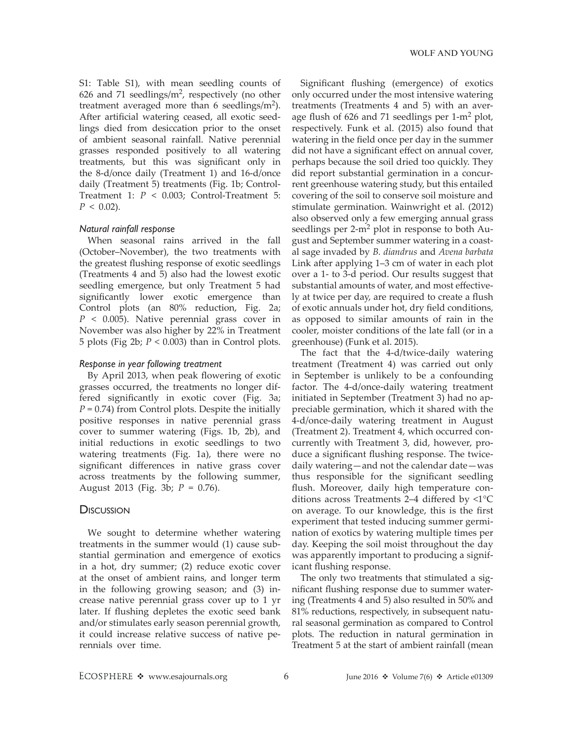S1: Table S1), with mean seedling counts of 626 and 71 seedlings/m$^2$, respectively (no other treatment averaged more than 6 seedlings/m$^2$). After artificial watering ceased, all exotic seedlings died from desiccation prior to the onset of ambient seasonal rainfall. Native perennial grasses responded positively to all watering treatments, but this was significant only in the 8-d/once daily (Treatment 1) and 16-d/once daily (Treatment 5) treatments (Fig. 1b; Control-Treatment 1: $P < 0.003$; Control-Treatment 5: $P < 0.02$).

### *Natural rainfall response*

When seasonal rains arrived in the fall (October–November), the two treatments with the greatest flushing response of exotic seedlings (Treatments 4 and 5) also had the lowest exotic seedling emergence, but only Treatment 5 had significantly lower exotic emergence than Control plots (an 80% reduction, Fig. 2a; $P < 0.005$). Native perennial grass cover in November was also higher by 22% in Treatment 5 plots (Fig 2b; $P < 0.003$) than in Control plots.

### *Response in year following treatment*

By April 2013, when peak flowering of exotic grasses occurred, the treatments no longer differed significantly in exotic cover (Fig. 3a; $P = 0.74$) from Control plots. Despite the initially positive responses in native perennial grass cover to summer watering (Figs. 1b, 2b), and initial reductions in exotic seedlings to two watering treatments (Fig. 1a), there were no significant differences in native grass cover across treatments by the following summer, August 2013 (Fig. 3b; $P = 0.76$).

## Discussion

We sought to determine whether watering treatments in the summer would (1) cause substantial germination and emergence of exotics in a hot, dry summer; (2) reduce exotic cover at the onset of ambient rains, and longer term in the following growing season; and (3) increase native perennial grass cover up to 1 yr later. If flushing depletes the exotic seed bank and/or stimulates early season perennial growth, it could increase relative success of native perennials over time.

Significant flushing (emergence) of exotics only occurred under the most intensive watering treatments (Treatments 4 and 5) with an average flush of 626 and 71 seedlings per 1-m$^2$ plot, respectively. Funk et al. (2015) also found that watering in the field once per day in the summer did not have a significant effect on annual cover, perhaps because the soil dried too quickly. They did report substantial germination in a concurrent greenhouse watering study, but this entailed covering of the soil to conserve soil moisture and stimulate germination. Wainwright et al. (2012) also observed only a few emerging annual grass seedlings per 2-m$^2$ plot in response to both August and September summer watering in a coastal sage invaded by *B. diandrus* and *Avena barbata* Link after applying 1–3 cm of water in each plot over a 1- to 3-d period. Our results suggest that substantial amounts of water, and most effectively at twice per day, are required to create a flush of exotic annuals under hot, dry field conditions, as opposed to similar amounts of rain in the cooler, moister conditions of the late fall (or in a greenhouse) (Funk et al. 2015).

The fact that the 4-d/twice-daily watering treatment (Treatment 4) was carried out only in September is unlikely to be a confounding factor. The 4-d/once-daily watering treatment initiated in September (Treatment 3) had no appreciable germination, which it shared with the 4-d/once-daily watering treatment in August (Treatment 2). Treatment 4, which occurred concurrently with Treatment 3, did, however, produce a significant flushing response. The twice-daily watering—and not the calendar date—was thus responsible for the significant seedling flush. Moreover, daily high temperature conditions across Treatments 2–4 differed by <1°C on average. To our knowledge, this is the first experiment that tested inducing summer germination of exotics by watering multiple times per day. Keeping the soil moist throughout the day was apparently important to producing a significant flushing response.

The only two treatments that stimulated a significant flushing response due to summer watering (Treatments 4 and 5) also resulted in 50% and 81% reductions, respectively, in subsequent natural seasonal germination as compared to Control plots. The reduction in natural germination in Treatment 5 at the start of ambient rainfall (mean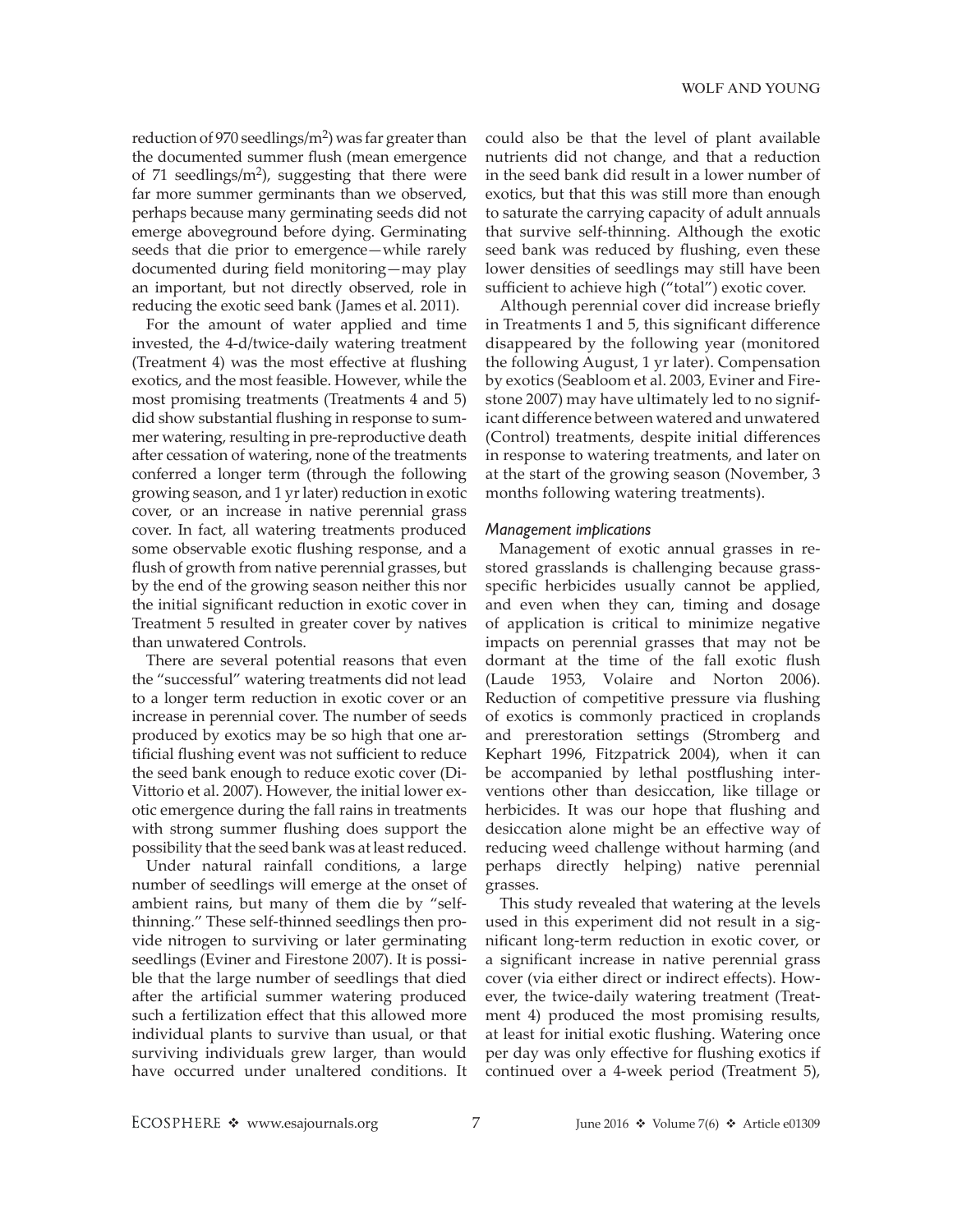reduction of 970 seedlings/m$^2$) was far greater than the documented summer flush (mean emergence of 71 seedlings/m$^2$), suggesting that there were far more summer germinants than we observed, perhaps because many germinating seeds did not emerge aboveground before dying. Germinating seeds that die prior to emergence—while rarely documented during field monitoring—may play an important, but not directly observed, role in reducing the exotic seed bank (James et al. 2011).

For the amount of water applied and time invested, the 4-d/twice-daily watering treatment (Treatment 4) was the most effective at flushing exotics, and the most feasible. However, while the most promising treatments (Treatments 4 and 5) did show substantial flushing in response to summer watering, resulting in pre-reproductive death after cessation of watering, none of the treatments conferred a longer term (through the following growing season, and 1 yr later) reduction in exotic cover, or an increase in native perennial grass cover. In fact, all watering treatments produced some observable exotic flushing response, and a flush of growth from native perennial grasses, but by the end of the growing season neither this nor the initial significant reduction in exotic cover in Treatment 5 resulted in greater cover by natives than unwatered Controls.

There are several potential reasons that even the "successful" watering treatments did not lead to a longer term reduction in exotic cover or an increase in perennial cover. The number of seeds produced by exotics may be so high that one artificial flushing event was not sufficient to reduce the seed bank enough to reduce exotic cover (DiVittorio et al. 2007). However, the initial lower exotic emergence during the fall rains in treatments with strong summer flushing does support the possibility that the seed bank was at least reduced.

Under natural rainfall conditions, a large number of seedlings will emerge at the onset of ambient rains, but many of them die by "self-thinning." These self-thinned seedlings then provide nitrogen to surviving or later germinating seedlings (Eviner and Firestone 2007). It is possible that the large number of seedlings that died after the artificial summer watering produced such a fertilization effect that this allowed more individual plants to survive than usual, or that surviving individuals grew larger, than would have occurred under unaltered conditions. It could also be that the level of plant available nutrients did not change, and that a reduction in the seed bank did result in a lower number of exotics, but that this was still more than enough to saturate the carrying capacity of adult annuals that survive self-thinning. Although the exotic seed bank was reduced by flushing, even these lower densities of seedlings may still have been sufficient to achieve high ("total") exotic cover.

Although perennial cover did increase briefly in Treatments 1 and 5, this significant difference disappeared by the following year (monitored the following August, 1 yr later). Compensation by exotics (Seabloom et al. 2003, Eviner and Firestone 2007) may have ultimately led to no significant difference between watered and unwatered (Control) treatments, despite initial differences in response to watering treatments, and later on at the start of the growing season (November, 3 months following watering treatments).

### *Management implications*

Management of exotic annual grasses in restored grasslands is challenging because grass-specific herbicides usually cannot be applied, and even when they can, timing and dosage of application is critical to minimize negative impacts on perennial grasses that may not be dormant at the time of the fall exotic flush (Laude 1953, Volaire and Norton 2006). Reduction of competitive pressure via flushing of exotics is commonly practiced in croplands and prerestoration settings (Stromberg and Kephart 1996, Fitzpatrick 2004), when it can be accompanied by lethal postflushing interventions other than desiccation, like tillage or herbicides. It was our hope that flushing and desiccation alone might be an effective way of reducing weed challenge without harming (and perhaps directly helping) native perennial grasses.

This study revealed that watering at the levels used in this experiment did not result in a significant long-term reduction in exotic cover, or a significant increase in native perennial grass cover (via either direct or indirect effects). However, the twice-daily watering treatment (Treatment 4) produced the most promising results, at least for initial exotic flushing. Watering once per day was only effective for flushing exotics if continued over a 4-week period (Treatment 5),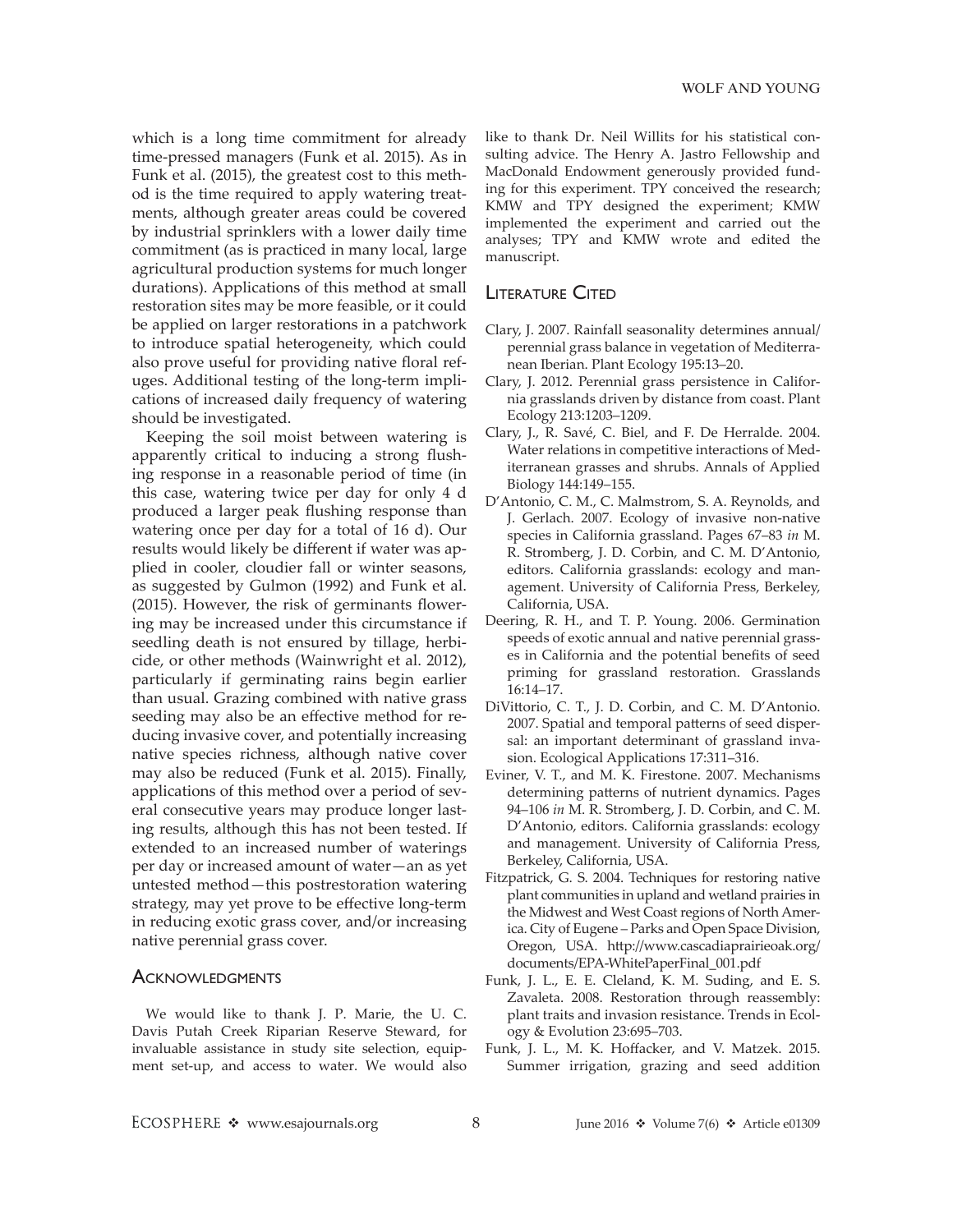which is a long time commitment for already time-pressed managers (Funk et al. 2015). As in Funk et al. (2015), the greatest cost to this method is the time required to apply watering treatments, although greater areas could be covered by industrial sprinklers with a lower daily time commitment (as is practiced in many local, large agricultural production systems for much longer durations). Applications of this method at small restoration sites may be more feasible, or it could be applied on larger restorations in a patchwork to introduce spatial heterogeneity, which could also prove useful for providing native floral refuges. Additional testing of the long-term implications of increased daily frequency of watering should be investigated.

Keeping the soil moist between watering is apparently critical to inducing a strong flushing response in a reasonable period of time (in this case, watering twice per day for only 4 d produced a larger peak flushing response than watering once per day for a total of 16 d). Our results would likely be different if water was applied in cooler, cloudier fall or winter seasons, as suggested by Gulmon (1992) and Funk et al. (2015). However, the risk of germinants flowering may be increased under this circumstance if seedling death is not ensured by tillage, herbicide, or other methods (Wainwright et al. 2012), particularly if germinating rains begin earlier than usual. Grazing combined with native grass seeding may also be an effective method for reducing invasive cover, and potentially increasing native species richness, although native cover may also be reduced (Funk et al. 2015). Finally, applications of this method over a period of several consecutive years may produce longer lasting results, although this has not been tested. If extended to an increased number of waterings per day or increased amount of water—an as yet untested method—this postrestoration watering strategy, may yet prove to be effective long-term in reducing exotic grass cover, and/or increasing native perennial grass cover.

## Acknowledgments

We would like to thank J. P. Marie, the U. C. Davis Putah Creek Riparian Reserve Steward, for invaluable assistance in study site selection, equipment set-up, and access to water. We would also like to thank Dr. Neil Willits for his statistical consulting advice. The Henry A. Jastro Fellowship and MacDonald Endowment generously provided funding for this experiment. TPY conceived the research; KMW and TPY designed the experiment; KMW implemented the experiment and carried out the analyses; TPY and KMW wrote and edited the manuscript.

## Literature Cited

Clary, J. 2007. Rainfall seasonality determines annual/perennial grass balance in vegetation of Mediterranean Iberian. Plant Ecology 195:13–20.

Clary, J. 2012. Perennial grass persistence in California grasslands driven by distance from coast. Plant Ecology 213:1203–1209.

Clary, J., R. Savé, C. Biel, and F. De Herralde. 2004. Water relations in competitive interactions of Mediterranean grasses and shrubs. Annals of Applied Biology 144:149–155.

D'Antonio, C. M., C. Malmstrom, S. A. Reynolds, and J. Gerlach. 2007. Ecology of invasive non-native species in California grassland. Pages 67–83 *in* M. R. Stromberg, J. D. Corbin, and C. M. D'Antonio, editors. California grasslands: ecology and management. University of California Press, Berkeley, California, USA.

Deering, R. H., and T. P. Young. 2006. Germination speeds of exotic annual and native perennial grasses in California and the potential benefits of seed priming for grassland restoration. Grasslands 16:14–17.

DiVittorio, C. T., J. D. Corbin, and C. M. D'Antonio. 2007. Spatial and temporal patterns of seed dispersal: an important determinant of grassland invasion. Ecological Applications 17:311–316.

Eviner, V. T., and M. K. Firestone. 2007. Mechanisms determining patterns of nutrient dynamics. Pages 94–106 *in* M. R. Stromberg, J. D. Corbin, and C. M. D'Antonio, editors. California grasslands: ecology and management. University of California Press, Berkeley, California, USA.

Fitzpatrick, G. S. 2004. Techniques for restoring native plant communities in upland and wetland prairies in the Midwest and West Coast regions of North America. City of Eugene – Parks and Open Space Division, Oregon, USA. http://www.cascadiaprairieoak.org/documents/EPA-WhitePaperFinal_001.pdf

Funk, J. L., E. E. Cleland, K. M. Suding, and E. S. Zavaleta. 2008. Restoration through reassembly: plant traits and invasion resistance. Trends in Ecology & Evolution 23:695–703.

Funk, J. L., M. K. Hoffacker, and V. Matzek. 2015. Summer irrigation, grazing and seed addition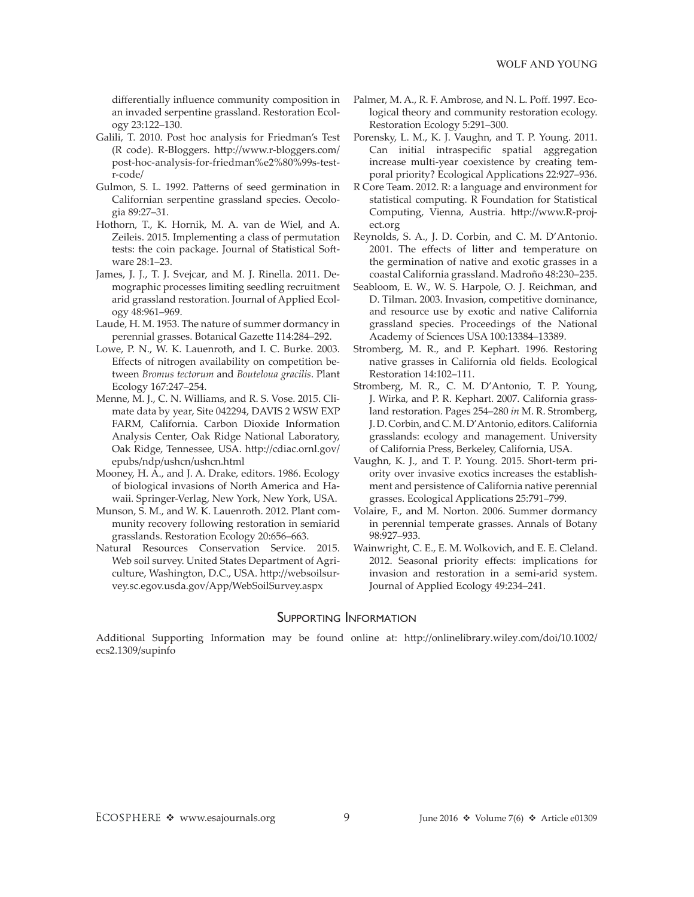differentially influence community composition in an invaded serpentine grassland. Restoration Ecology 23:122–130.

Galili, T. 2010. Post hoc analysis for Friedman's Test (R code). R-Bloggers. http://www.r-bloggers.com/post-hoc-analysis-for-friedman%e2%80%99s-test-r-code/

Gulmon, S. L. 1992. Patterns of seed germination in Californian serpentine grassland species. Oecologia 89:27–31.

Hothorn, T., K. Hornik, M. A. van de Wiel, and A. Zeileis. 2015. Implementing a class of permutation tests: the coin package. Journal of Statistical Software 28:1–23.

James, J. J., T. J. Svejcar, and M. J. Rinella. 2011. Demographic processes limiting seedling recruitment arid grassland restoration. Journal of Applied Ecology 48:961–969.

Laude, H. M. 1953. The nature of summer dormancy in perennial grasses. Botanical Gazette 114:284–292.

Lowe, P. N., W. K. Lauenroth, and I. C. Burke. 2003. Effects of nitrogen availability on competition between *Bromus tectorum* and *Bouteloua gracilis*. Plant Ecology 167:247–254.

Menne, M. J., C. N. Williams, and R. S. Vose. 2015. Climate data by year, Site 042294, DAVIS 2 WSW EXP FARM, California. Carbon Dioxide Information Analysis Center, Oak Ridge National Laboratory, Oak Ridge, Tennessee, USA. http://cdiac.ornl.gov/epubs/ndp/ushcn/ushcn.html

Mooney, H. A., and J. A. Drake, editors. 1986. Ecology of biological invasions of North America and Hawaii. Springer-Verlag, New York, New York, USA.

Munson, S. M., and W. K. Lauenroth. 2012. Plant community recovery following restoration in semiarid grasslands. Restoration Ecology 20:656–663.

Natural Resources Conservation Service. 2015. Web soil survey. United States Department of Agriculture, Washington, D.C., USA. http://websoilsurvey.sc.egov.usda.gov/App/WebSoilSurvey.aspx

Palmer, M. A., R. F. Ambrose, and N. L. Poff. 1997. Ecological theory and community restoration ecology. Restoration Ecology 5:291–300.

Porensky, L. M., K. J. Vaughn, and T. P. Young. 2011. Can initial intraspecific spatial aggregation increase multi-year coexistence by creating temporal priority? Ecological Applications 22:927–936.

R Core Team. 2012. R: a language and environment for statistical computing. R Foundation for Statistical Computing, Vienna, Austria. http://www.R-project.org

Reynolds, S. A., J. D. Corbin, and C. M. D'Antonio. 2001. The effects of litter and temperature on the germination of native and exotic grasses in a coastal California grassland. Madroño 48:230–235.

Seabloom, E. W., W. S. Harpole, O. J. Reichman, and D. Tilman. 2003. Invasion, competitive dominance, and resource use by exotic and native California grassland species. Proceedings of the National Academy of Sciences USA 100:13384–13389.

Stromberg, M. R., and P. Kephart. 1996. Restoring native grasses in California old fields. Ecological Restoration 14:102–111.

Stromberg, M. R., C. M. D'Antonio, T. P. Young, J. Wirka, and P. R. Kephart. 2007. California grassland restoration. Pages 254–280 *in* M. R. Stromberg, J. D. Corbin, and C. M. D'Antonio, editors. California grasslands: ecology and management. University of California Press, Berkeley, California, USA.

Vaughn, K. J., and T. P. Young. 2015. Short-term priority over invasive exotics increases the establishment and persistence of California native perennial grasses. Ecological Applications 25:791–799.

Volaire, F., and M. Norton. 2006. Summer dormancy in perennial temperate grasses. Annals of Botany 98:927–933.

Wainwright, C. E., E. M. Wolkovich, and E. E. Cleland. 2012. Seasonal priority effects: implications for invasion and restoration in a semi-arid system. Journal of Applied Ecology 49:234–241.

## Supporting Information

Additional Supporting Information may be found online at: http://onlinelibrary.wiley.com/doi/10.1002/ecs2.1309/supinfo